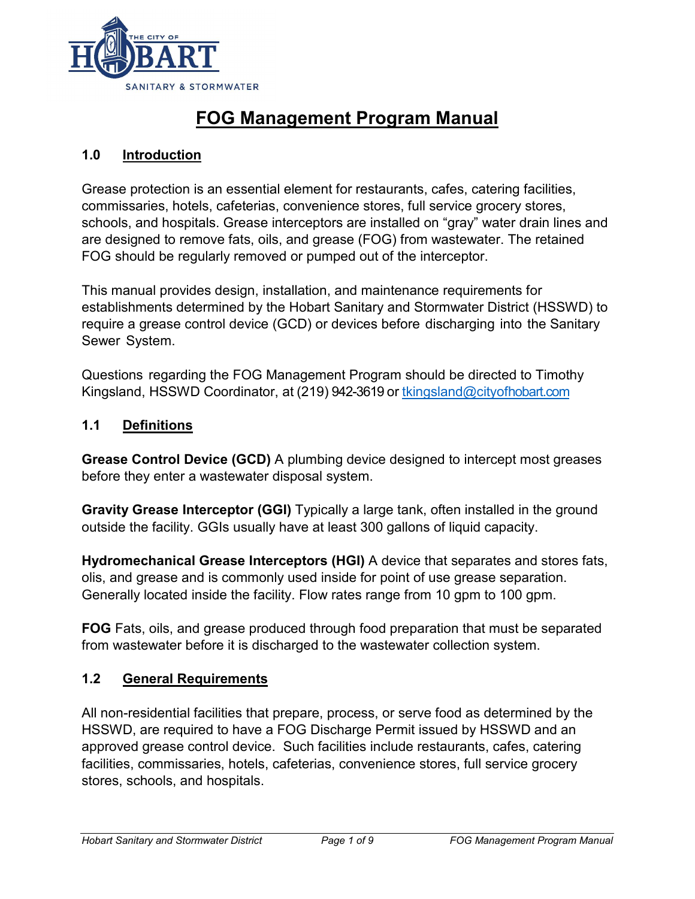THE CITY OF HOBART

SANITARY & STORMWATER

# FOG Management Program Manual

## 1.0 Introduction

Grease protection is an essential element for restaurants, cafes, catering facilities, commissaries, hotels, cafeterias, convenience stores, full service grocery stores, schools, and hospitals. Grease interceptors are installed on “gray” water drain lines and are designed to remove fats, oils, and grease (FOG) from wastewater. The retained FOG should be regularly removed or pumped out of the interceptor.

This manual provides design, installation, and maintenance requirements for establishments determined by the Hobart Sanitary and Stormwater District (HSSWD) to require a grease control device (GCD) or devices before discharging into the Sanitary Sewer System.

Questions regarding the FOG Management Program should be directed to Timothy Kingsland, HSSWD Coordinator, at (219) 942-3619 or tkingsland@cityofhobart.com

## 1.1 Definitions

**Grease Control Device (GCD)** A plumbing device designed to intercept most greases before they enter a wastewater disposal system.

**Gravity Grease Interceptor (GGI)** Typically a large tank, often installed in the ground outside the facility. GGIs usually have at least 300 gallons of liquid capacity.

**Hydromechanical Grease Interceptors (HGI)** A device that separates and stores fats, olis, and grease and is commonly used inside for point of use grease separation. Generally located inside the facility. Flow rates range from 10 gpm to 100 gpm.

**FOG** Fats, oils, and grease produced through food preparation that must be separated from wastewater before it is discharged to the wastewater collection system.

## 1.2 General Requirements

All non-residential facilities that prepare, process, or serve food as determined by the HSSWD, are required to have a FOG Discharge Permit issued by HSSWD and an approved grease control device. Such facilities include restaurants, cafes, catering facilities, commissaries, hotels, cafeterias, convenience stores, full service grocery stores, schools, and hospitals.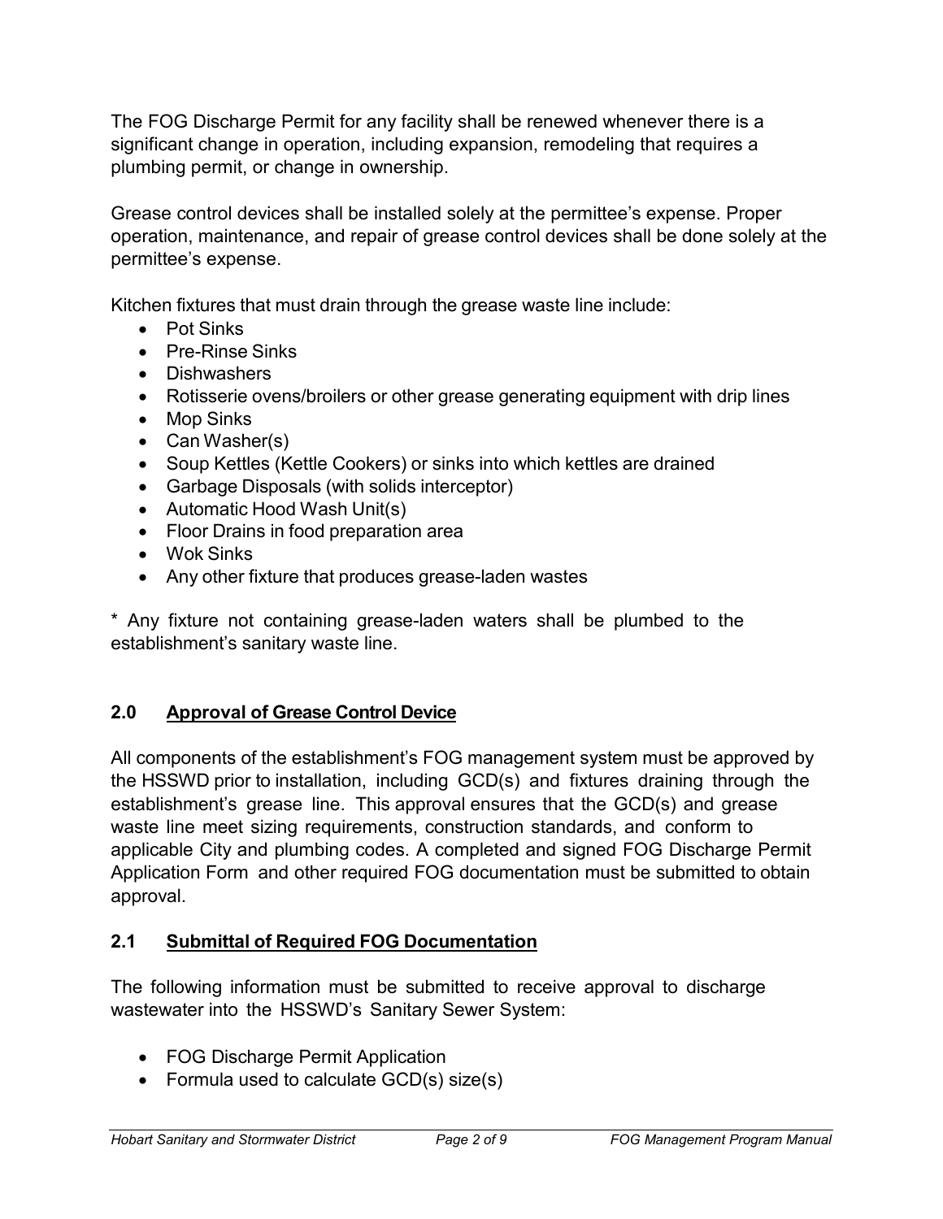The FOG Discharge Permit for any facility shall be renewed whenever there is a significant change in operation, including expansion, remodeling that requires a plumbing permit, or change in ownership.

Grease control devices shall be installed solely at the permittee's expense. Proper operation, maintenance, and repair of grease control devices shall be done solely at the permittee's expense.

Kitchen fixtures that must drain through the grease waste line include:

- Pot Sinks
- Pre-Rinse Sinks
- Dishwashers
- Rotisserie ovens/broilers or other grease generating equipment with drip lines
- Mop Sinks
- Can Washer(s)
- Soup Kettles (Kettle Cookers) or sinks into which kettles are drained
- Garbage Disposals (with solids interceptor)
- Automatic Hood Wash Unit(s)
- Floor Drains in food preparation area
- Wok Sinks
- Any other fixture that produces grease-laden wastes

* Any fixture not containing grease-laden waters shall be plumbed to the establishment's sanitary waste line.

## 2.0 Approval of Grease Control Device

All components of the establishment's FOG management system must be approved by the HSSWD prior to installation, including GCD(s) and fixtures draining through the establishment's grease line. This approval ensures that the GCD(s) and grease waste line meet sizing requirements, construction standards, and conform to applicable City and plumbing codes. A completed and signed FOG Discharge Permit Application Form and other required FOG documentation must be submitted to obtain approval.

## 2.1 Submittal of Required FOG Documentation

The following information must be submitted to receive approval to discharge wastewater into the HSSWD's Sanitary Sewer System:

- FOG Discharge Permit Application
- Formula used to calculate GCD(s) size(s)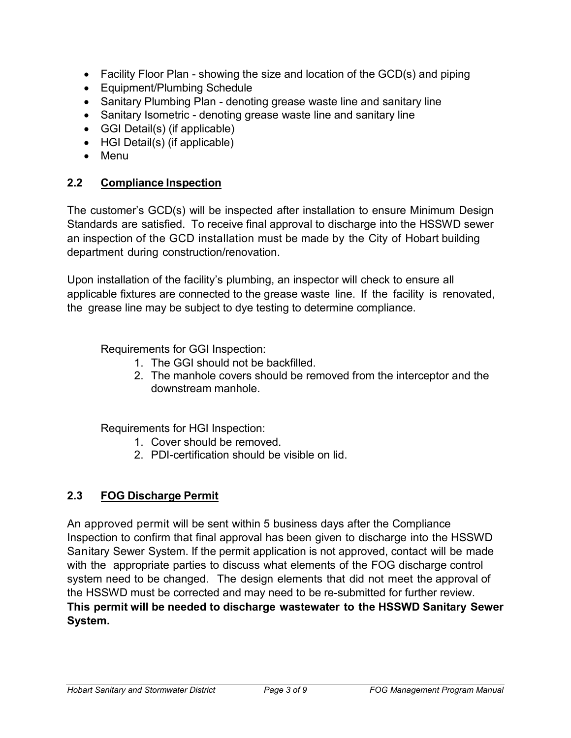- Facility Floor Plan - showing the size and location of the GCD(s) and piping
- Equipment/Plumbing Schedule
- Sanitary Plumbing Plan - denoting grease waste line and sanitary line
- Sanitary Isometric - denoting grease waste line and sanitary line
- GGI Detail(s) (if applicable)
- HGI Detail(s) (if applicable)
- Menu

## 2.2 Compliance Inspection

The customer's GCD(s) will be inspected after installation to ensure Minimum Design Standards are satisfied. To receive final approval to discharge into the HSSWD sewer an inspection of the GCD installation must be made by the City of Hobart building department during construction/renovation.

Upon installation of the facility's plumbing, an inspector will check to ensure all applicable fixtures are connected to the grease waste line. If the facility is renovated, the grease line may be subject to dye testing to determine compliance.

Requirements for GGI Inspection:

1. The GGI should not be backfilled.
2. The manhole covers should be removed from the interceptor and the downstream manhole.

Requirements for HGI Inspection:

1. Cover should be removed.
2. PDI-certification should be visible on lid.

## 2.3 FOG Discharge Permit

An approved permit will be sent within 5 business days after the Compliance Inspection to confirm that final approval has been given to discharge into the HSSWD Sanitary Sewer System. If the permit application is not approved, contact will be made with the appropriate parties to discuss what elements of the FOG discharge control system need to be changed. The design elements that did not meet the approval of the HSSWD must be corrected and may need to be re-submitted for further review. **This permit will be needed to discharge wastewater to the HSSWD Sanitary Sewer System.**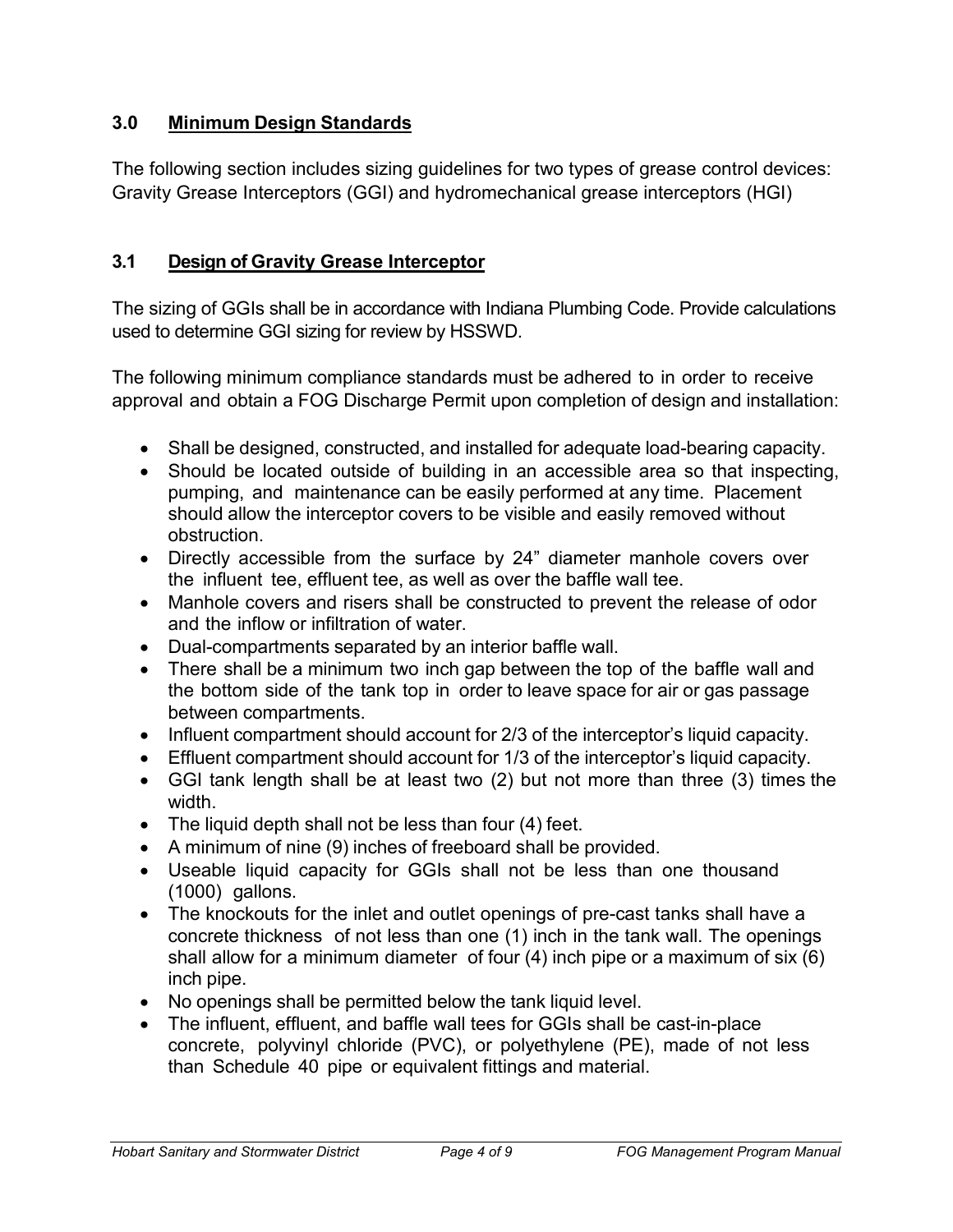## 3.0 Minimum Design Standards

The following section includes sizing guidelines for two types of grease control devices: Gravity Grease Interceptors (GGI) and hydromechanical grease interceptors (HGI)

## 3.1 Design of Gravity Grease Interceptor

The sizing of GGIs shall be in accordance with Indiana Plumbing Code. Provide calculations used to determine GGI sizing for review by HSSWD.

The following minimum compliance standards must be adhered to in order to receive approval and obtain a FOG Discharge Permit upon completion of design and installation:

- Shall be designed, constructed, and installed for adequate load-bearing capacity.
- Should be located outside of building in an accessible area so that inspecting, pumping, and maintenance can be easily performed at any time. Placement should allow the interceptor covers to be visible and easily removed without obstruction.
- Directly accessible from the surface by 24" diameter manhole covers over the influent tee, effluent tee, as well as over the baffle wall tee.
- Manhole covers and risers shall be constructed to prevent the release of odor and the inflow or infiltration of water.
- Dual-compartments separated by an interior baffle wall.
- There shall be a minimum two inch gap between the top of the baffle wall and the bottom side of the tank top in order to leave space for air or gas passage between compartments.
- Influent compartment should account for 2/3 of the interceptor's liquid capacity.
- Effluent compartment should account for 1/3 of the interceptor's liquid capacity.
- GGI tank length shall be at least two (2) but not more than three (3) times the width.
- The liquid depth shall not be less than four (4) feet.
- A minimum of nine (9) inches of freeboard shall be provided.
- Useable liquid capacity for GGIs shall not be less than one thousand (1000) gallons.
- The knockouts for the inlet and outlet openings of pre-cast tanks shall have a concrete thickness of not less than one (1) inch in the tank wall. The openings shall allow for a minimum diameter of four (4) inch pipe or a maximum of six (6) inch pipe.
- No openings shall be permitted below the tank liquid level.
- The influent, effluent, and baffle wall tees for GGIs shall be cast-in-place concrete, polyvinyl chloride (PVC), or polyethylene (PE), made of not less than Schedule 40 pipe or equivalent fittings and material.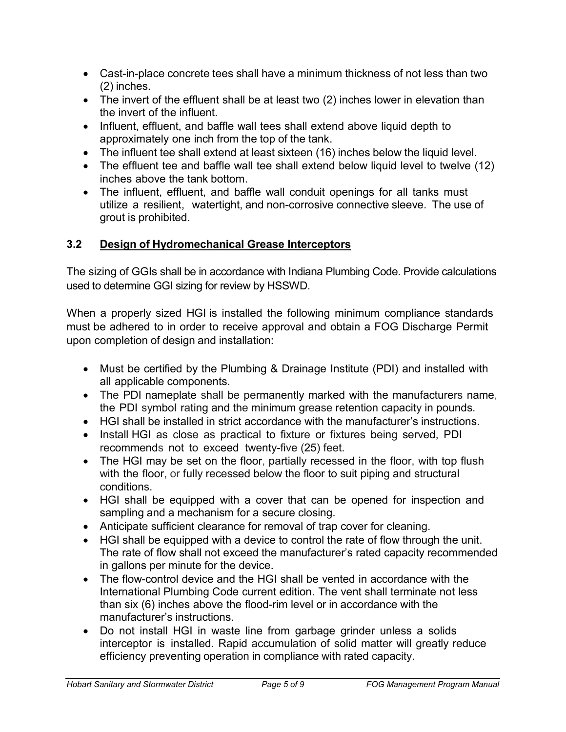- Cast-in-place concrete tees shall have a minimum thickness of not less than two (2) inches.
- The invert of the effluent shall be at least two (2) inches lower in elevation than the invert of the influent.
- Influent, effluent, and baffle wall tees shall extend above liquid depth to approximately one inch from the top of the tank.
- The influent tee shall extend at least sixteen (16) inches below the liquid level.
- The effluent tee and baffle wall tee shall extend below liquid level to twelve (12) inches above the tank bottom.
- The influent, effluent, and baffle wall conduit openings for all tanks must utilize a resilient, watertight, and non-corrosive connective sleeve. The use of grout is prohibited.

### 3.2 Design of Hydromechanical Grease Interceptors

The sizing of GGIs shall be in accordance with Indiana Plumbing Code. Provide calculations used to determine GGI sizing for review by HSSWD.

When a properly sized HGI is installed the following minimum compliance standards must be adhered to in order to receive approval and obtain a FOG Discharge Permit upon completion of design and installation:

- Must be certified by the Plumbing & Drainage Institute (PDI) and installed with all applicable components.
- The PDI nameplate shall be permanently marked with the manufacturers name, the PDI symbol rating and the minimum grease retention capacity in pounds.
- HGI shall be installed in strict accordance with the manufacturer's instructions.
- Install HGI as close as practical to fixture or fixtures being served, PDI recommends not to exceed twenty-five (25) feet.
- The HGI may be set on the floor, partially recessed in the floor, with top flush with the floor, or fully recessed below the floor to suit piping and structural conditions.
- HGI shall be equipped with a cover that can be opened for inspection and sampling and a mechanism for a secure closing.
- Anticipate sufficient clearance for removal of trap cover for cleaning.
- HGI shall be equipped with a device to control the rate of flow through the unit. The rate of flow shall not exceed the manufacturer's rated capacity recommended in gallons per minute for the device.
- The flow-control device and the HGI shall be vented in accordance with the International Plumbing Code current edition. The vent shall terminate not less than six (6) inches above the flood-rim level or in accordance with the manufacturer's instructions.
- Do not install HGI in waste line from garbage grinder unless a solids interceptor is installed. Rapid accumulation of solid matter will greatly reduce efficiency preventing operation in compliance with rated capacity.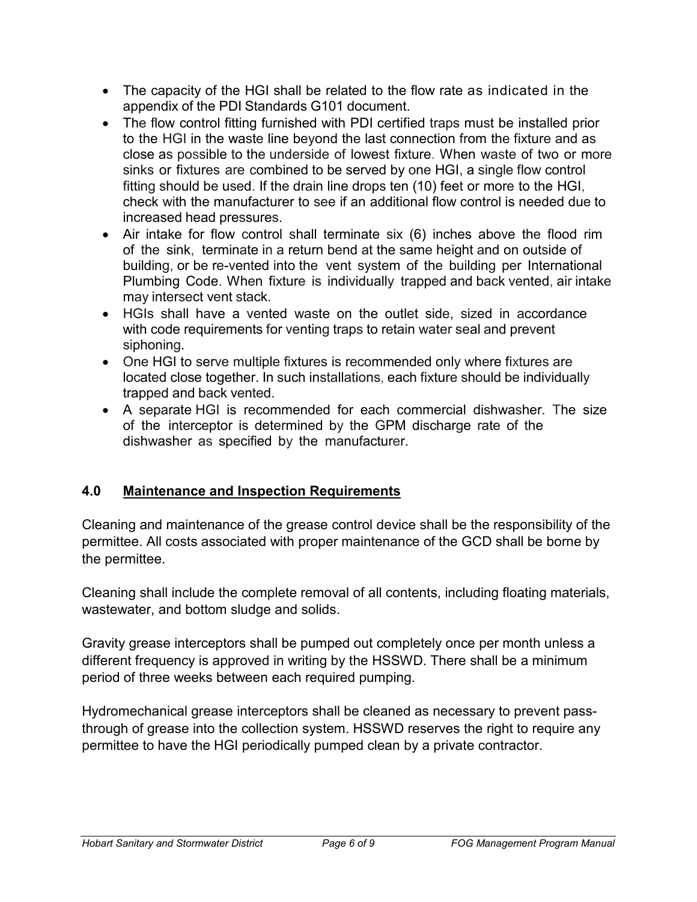- The capacity of the HGI shall be related to the flow rate as indicated in the appendix of the PDI Standards G101 document.
- The flow control fitting furnished with PDI certified traps must be installed prior to the HGI in the waste line beyond the last connection from the fixture and as close as possible to the underside of lowest fixture. When waste of two or more sinks or fixtures are combined to be served by one HGI, a single flow control fitting should be used. If the drain line drops ten (10) feet or more to the HGI, check with the manufacturer to see if an additional flow control is needed due to increased head pressures.
- Air intake for flow control shall terminate six (6) inches above the flood rim of the sink, terminate in a return bend at the same height and on outside of building, or be re-vented into the vent system of the building per International Plumbing Code. When fixture is individually trapped and back vented, air intake may intersect vent stack.
- HGIs shall have a vented waste on the outlet side, sized in accordance with code requirements for venting traps to retain water seal and prevent siphoning.
- One HGI to serve multiple fixtures is recommended only where fixtures are located close together. In such installations, each fixture should be individually trapped and back vented.
- A separate HGI is recommended for each commercial dishwasher. The size of the interceptor is determined by the GPM discharge rate of the dishwasher as specified by the manufacturer.

## 4.0 Maintenance and Inspection Requirements

Cleaning and maintenance of the grease control device shall be the responsibility of the permittee. All costs associated with proper maintenance of the GCD shall be borne by the permittee.

Cleaning shall include the complete removal of all contents, including floating materials, wastewater, and bottom sludge and solids.

Gravity grease interceptors shall be pumped out completely once per month unless a different frequency is approved in writing by the HSSWD. There shall be a minimum period of three weeks between each required pumping.

Hydromechanical grease interceptors shall be cleaned as necessary to prevent pass-through of grease into the collection system. HSSWD reserves the right to require any permittee to have the HGI periodically pumped clean by a private contractor.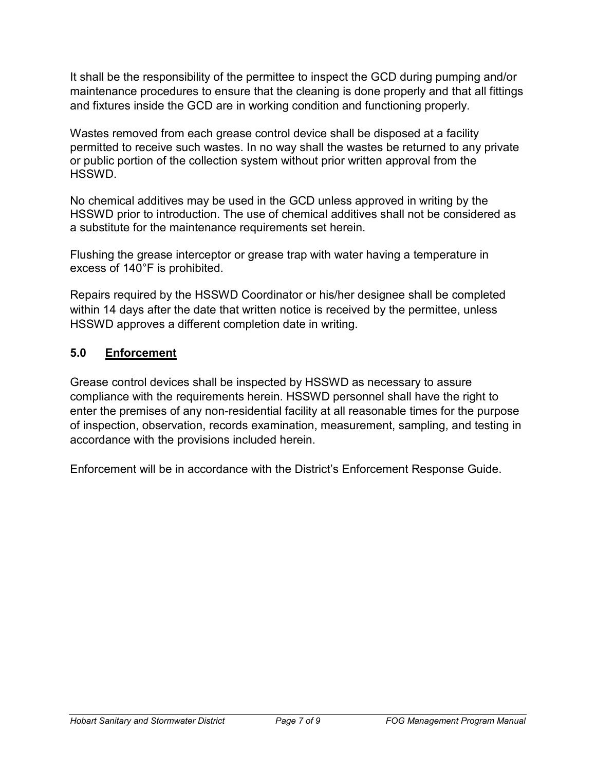It shall be the responsibility of the permittee to inspect the GCD during pumping and/or maintenance procedures to ensure that the cleaning is done properly and that all fittings and fixtures inside the GCD are in working condition and functioning properly.

Wastes removed from each grease control device shall be disposed at a facility permitted to receive such wastes. In no way shall the wastes be returned to any private or public portion of the collection system without prior written approval from the HSSWD.

No chemical additives may be used in the GCD unless approved in writing by the HSSWD prior to introduction. The use of chemical additives shall not be considered as a substitute for the maintenance requirements set herein.

Flushing the grease interceptor or grease trap with water having a temperature in excess of 140°F is prohibited.

Repairs required by the HSSWD Coordinator or his/her designee shall be completed within 14 days after the date that written notice is received by the permittee, unless HSSWD approves a different completion date in writing.

## 5.0 Enforcement

Grease control devices shall be inspected by HSSWD as necessary to assure compliance with the requirements herein. HSSWD personnel shall have the right to enter the premises of any non-residential facility at all reasonable times for the purpose of inspection, observation, records examination, measurement, sampling, and testing in accordance with the provisions included herein.

Enforcement will be in accordance with the District's Enforcement Response Guide.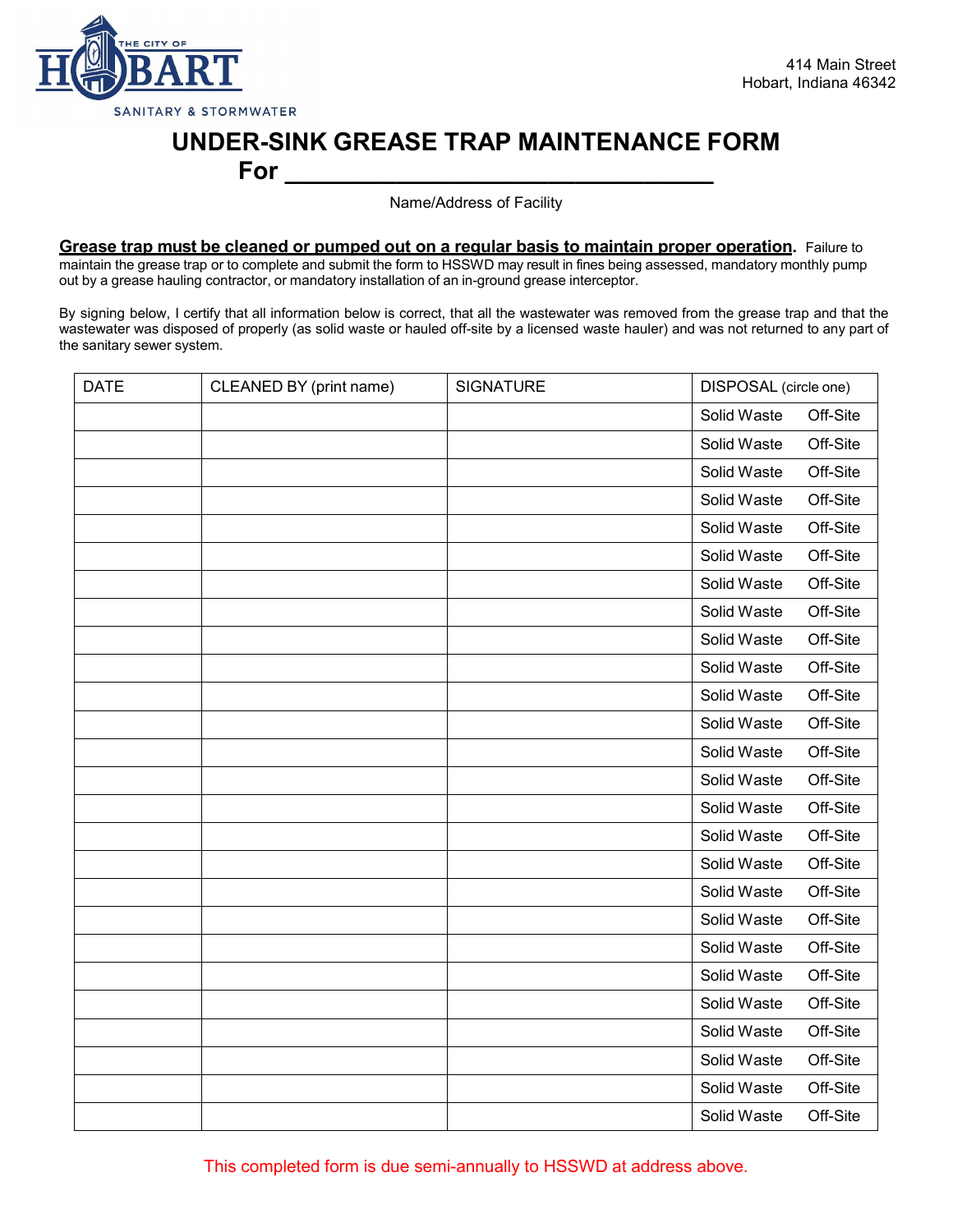THE CITY OF HOBART
SANITARY & STORMWATER

414 Main Street
Hobart, Indiana 46342

# UNDER-SINK GREASE TRAP MAINTENANCE FORM

**For ________________________________**

Name/Address of Facility

**Grease trap must be cleaned or pumped out on a regular basis to maintain proper operation.** Failure to maintain the grease trap or to complete and submit the form to HSSWD may result in fines being assessed, mandatory monthly pump out by a grease hauling contractor, or mandatory installation of an in-ground grease interceptor.

By signing below, I certify that all information below is correct, that all the wastewater was removed from the grease trap and that the wastewater was disposed of properly (as solid waste or hauled off-site by a licensed waste hauler) and was not returned to any part of the sanitary sewer system.

| DATE | CLEANED BY (print name) | SIGNATURE | DISPOSAL (circle one) |
|---|---|---|---|
| | | | Solid Waste Off-Site |
| | | | Solid Waste Off-Site |
| | | | Solid Waste Off-Site |
| | | | Solid Waste Off-Site |
| | | | Solid Waste Off-Site |
| | | | Solid Waste Off-Site |
| | | | Solid Waste Off-Site |
| | | | Solid Waste Off-Site |
| | | | Solid Waste Off-Site |
| | | | Solid Waste Off-Site |
| | | | Solid Waste Off-Site |
| | | | Solid Waste Off-Site |
| | | | Solid Waste Off-Site |
| | | | Solid Waste Off-Site |
| | | | Solid Waste Off-Site |
| | | | Solid Waste Off-Site |
| | | | Solid Waste Off-Site |
| | | | Solid Waste Off-Site |
| | | | Solid Waste Off-Site |
| | | | Solid Waste Off-Site |
| | | | Solid Waste Off-Site |
| | | | Solid Waste Off-Site |
| | | | Solid Waste Off-Site |
| | | | Solid Waste Off-Site |
| | | | Solid Waste Off-Site |
| | | | Solid Waste Off-Site |

This completed form is due semi-annually to HSSWD at address above.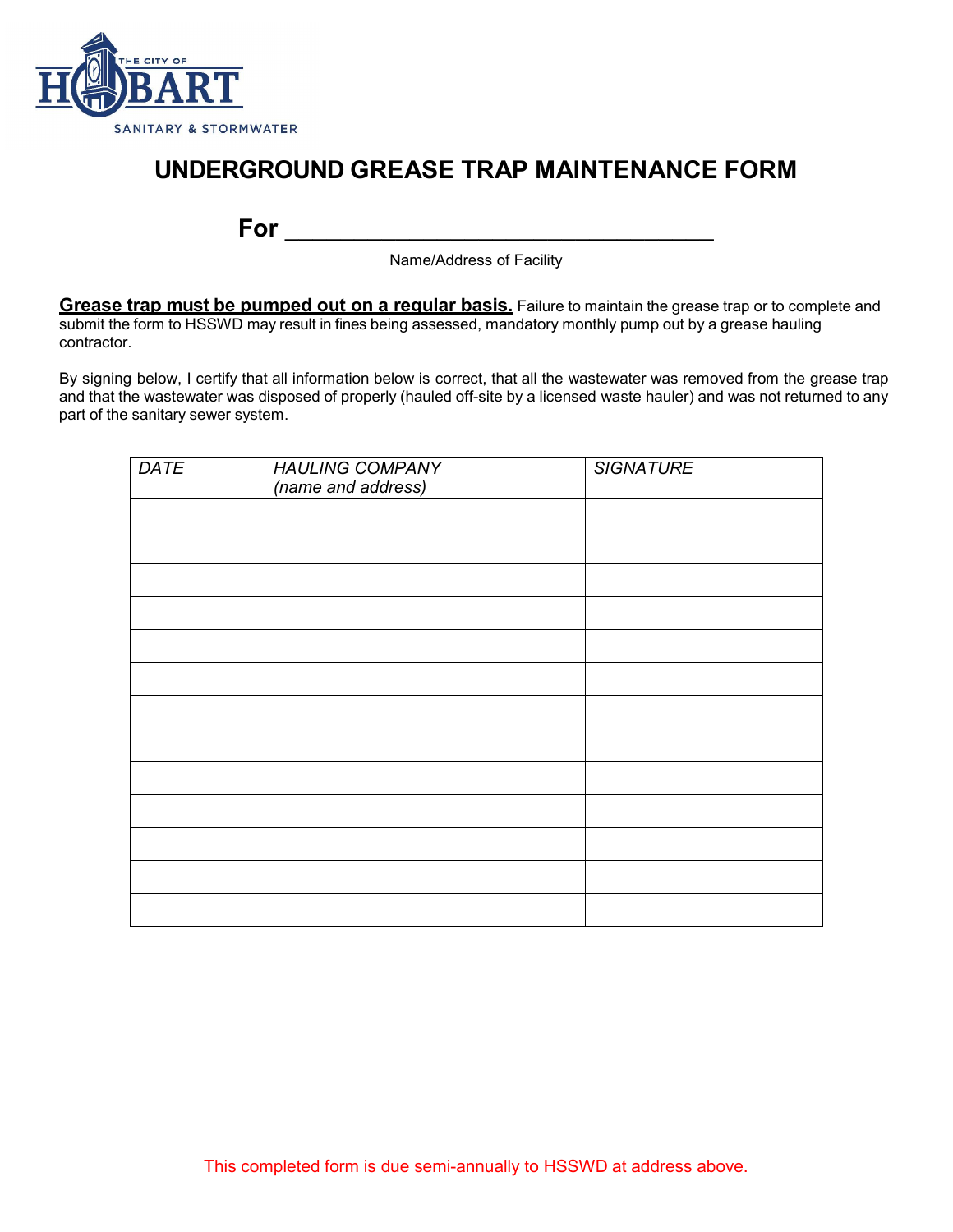THE CITY OF HOBART
SANITARY & STORMWATER

# UNDERGROUND GREASE TRAP MAINTENANCE FORM

**For ________________________________**

Name/Address of Facility

**Grease trap must be pumped out on a regular basis.** Failure to maintain the grease trap or to complete and submit the form to HSSWD may result in fines being assessed, mandatory monthly pump out by a grease hauling contractor.

By signing below, I certify that all information below is correct, that all the wastewater was removed from the grease trap and that the wastewater was disposed of properly (hauled off-site by a licensed waste hauler) and was not returned to any part of the sanitary sewer system.

| *DATE* | *HAULING COMPANY (name and address)* | *SIGNATURE* |
|---|---|---|
| | | |
| | | |
| | | |
| | | |
| | | |
| | | |
| | | |
| | | |
| | | |
| | | |
| | | |
| | | |
| | | |

This completed form is due semi-annually to HSSWD at address above.